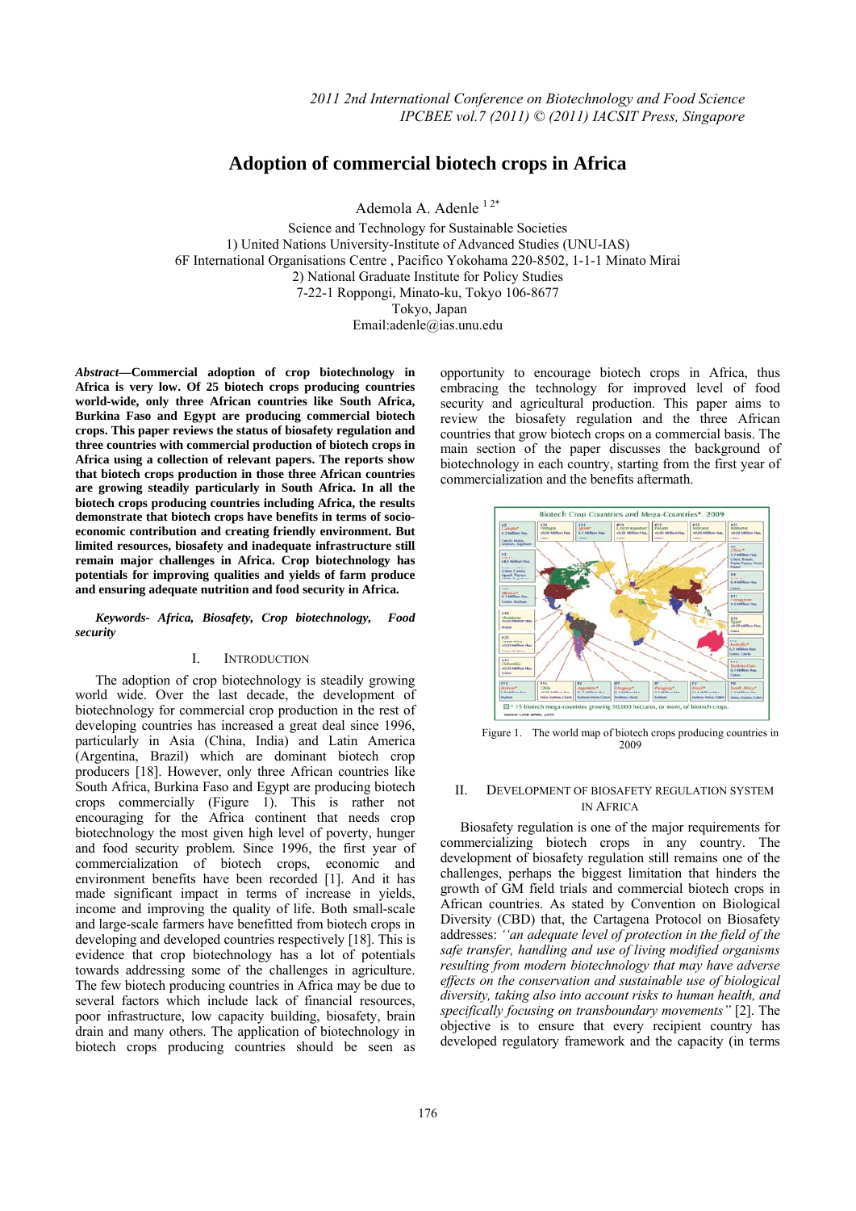# Adoption of commercial biotech crops in Africa

Ademola A. Adenle [1 2*]

Science and Technology for Sustainable Societies
1) United Nations University-Institute of Advanced Studies (UNU-IAS)
6F International Organisations Centre , Pacifico Yokohama 220-8502, 1-1-1 Minato Mirai
2) National Graduate Institute for Policy Studies
7-22-1 Roppongi, Minato-ku, Tokyo 106-8677
Tokyo, Japan
Email:adenle@ias.unu.edu

***Abstract*—Commercial adoption of crop biotechnology in Africa is very low. Of 25 biotech crops producing countries world-wide, only three African countries like South Africa, Burkina Faso and Egypt are producing commercial biotech crops. This paper reviews the status of biosafety regulation and three countries with commercial production of biotech crops in Africa using a collection of relevant papers. The reports show that biotech crops production in those three African countries are growing steadily particularly in South Africa. In all the biotech crops producing countries including Africa, the results demonstrate that biotech crops have benefits in terms of socio-economic contribution and creating friendly environment. But limited resources, biosafety and inadequate infrastructure still remain major challenges in Africa. Crop biotechnology has potentials for improving qualities and yields of farm produce and ensuring adequate nutrition and food security in Africa.**

***Keywords- Africa, Biosafety, Crop biotechnology, Food security***

## I. INTRODUCTION

The adoption of crop biotechnology is steadily growing world wide. Over the last decade, the development of biotechnology for commercial crop production in the rest of developing countries has increased a great deal since 1996, particularly in Asia (China, India) and Latin America (Argentina, Brazil) which are dominant biotech crop producers [18]. However, only three African countries like South Africa, Burkina Faso and Egypt are producing biotech crops commercially (Figure 1). This is rather not encouraging for the Africa continent that needs crop biotechnology the most given high level of poverty, hunger and food security problem. Since 1996, the first year of commercialization of biotech crops, economic and environment benefits have been recorded [1]. And it has made significant impact in terms of increase in yields, income and improving the quality of life. Both small-scale and large-scale farmers have benefitted from biotech crops in developing and developed countries respectively [18]. This is evidence that crop biotechnology has a lot of potentials towards addressing some of the challenges in agriculture. The few biotech producing countries in Africa may be due to several factors which include lack of financial resources, poor infrastructure, low capacity building, biosafety, brain drain and many others. The application of biotechnology in biotech crops producing countries should be seen as opportunity to encourage biotech crops in Africa, thus embracing the technology for improved level of food security and agricultural production. This paper aims to review the biosafety regulation and the three African countries that grow biotech crops on a commercial basis. The main section of the paper discusses the background of biotechnology in each country, starting from the first year of commercialization and the benefits aftermath.

Figure 1. The world map of biotech crops producing countries in 2009

## II. DEVELOPMENT OF BIOSAFETY REGULATION SYSTEM IN AFRICA

Biosafety regulation is one of the major requirements for commercializing biotech crops in any country. The development of biosafety regulation still remains one of the challenges, perhaps the biggest limitation that hinders the growth of GM field trials and commercial biotech crops in African countries. As stated by Convention on Biological Diversity (CBD) that, the Cartagena Protocol on Biosafety addresses: *''an adequate level of protection in the field of the safe transfer, handling and use of living modified organisms resulting from modern biotechnology that may have adverse effects on the conservation and sustainable use of biological diversity, taking also into account risks to human health, and specifically focusing on transboundary movements''* [2]. The objective is to ensure that every recipient country has developed regulatory framework and the capacity (in terms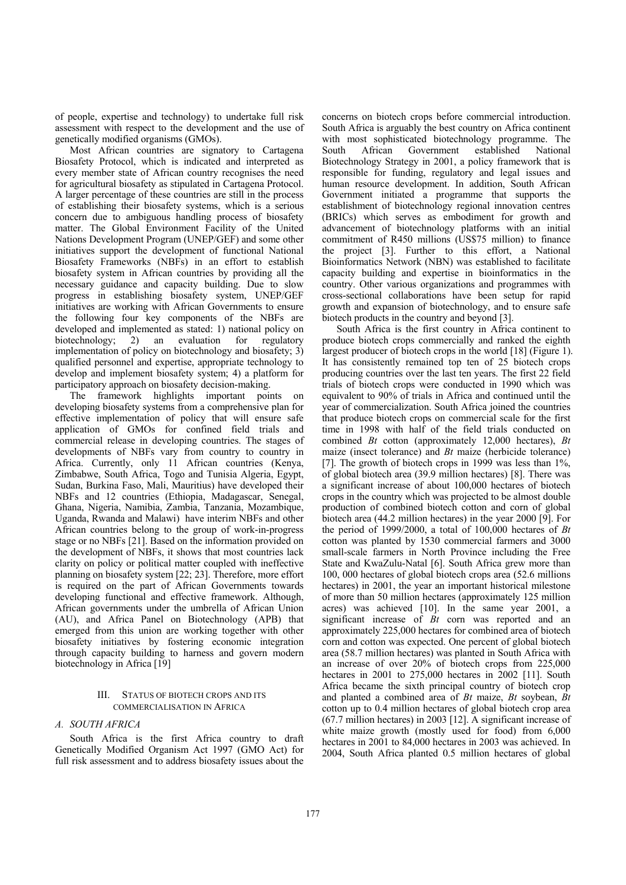of people, expertise and technology) to undertake full risk assessment with respect to the development and the use of genetically modified organisms (GMOs).

Most African countries are signatory to Cartagena Biosafety Protocol, which is indicated and interpreted as every member state of African country recognises the need for agricultural biosafety as stipulated in Cartagena Protocol. A larger percentage of these countries are still in the process of establishing their biosafety systems, which is a serious concern due to ambiguous handling process of biosafety matter. The Global Environment Facility of the United Nations Development Program (UNEP/GEF) and some other initiatives support the development of functional National Biosafety Frameworks (NBFs) in an effort to establish biosafety system in African countries by providing all the necessary guidance and capacity building. Due to slow progress in establishing biosafety system, UNEP/GEF initiatives are working with African Governments to ensure the following four key components of the NBFs are developed and implemented as stated: 1) national policy on biotechnology; 2) an evaluation for regulatory implementation of policy on biotechnology and biosafety; 3) qualified personnel and expertise, appropriate technology to develop and implement biosafety system; 4) a platform for participatory approach on biosafety decision-making.

The framework highlights important points on developing biosafety systems from a comprehensive plan for effective implementation of policy that will ensure safe application of GMOs for confined field trials and commercial release in developing countries. The stages of developments of NBFs vary from country to country in Africa. Currently, only 11 African countries (Kenya, Zimbabwe, South Africa, Togo and Tunisia Algeria, Egypt, Sudan, Burkina Faso, Mali, Mauritius) have developed their NBFs and 12 countries (Ethiopia, Madagascar, Senegal, Ghana, Nigeria, Namibia, Zambia, Tanzania, Mozambique, Uganda, Rwanda and Malawi) have interim NBFs and other African countries belong to the group of work-in-progress stage or no NBFs [21]. Based on the information provided on the development of NBFs, it shows that most countries lack clarity on policy or political matter coupled with ineffective planning on biosafety system [22; 23]. Therefore, more effort is required on the part of African Governments towards developing functional and effective framework. Although, African governments under the umbrella of African Union (AU), and Africa Panel on Biotechnology (APB) that emerged from this union are working together with other biosafety initiatives by fostering economic integration through capacity building to harness and govern modern biotechnology in Africa [19]

## III. Status of Biotech Crops and its Commercialisation in Africa

### *A. South Africa*

South Africa is the first Africa country to draft Genetically Modified Organism Act 1997 (GMO Act) for full risk assessment and to address biosafety issues about the concerns on biotech crops before commercial introduction. South Africa is arguably the best country on Africa continent with most sophisticated biotechnology programme. The South African Government established National Biotechnology Strategy in 2001, a policy framework that is responsible for funding, regulatory and legal issues and human resource development. In addition, South African Government initiated a programme that supports the establishment of biotechnology regional innovation centres (BRICs) which serves as embodiment for growth and advancement of biotechnology platforms with an initial commitment of R450 millions (US$75 million) to finance the project [3]. Further to this effort, a National Bioinformatics Network (NBN) was established to facilitate capacity building and expertise in bioinformatics in the country. Other various organizations and programmes with cross-sectional collaborations have been setup for rapid growth and expansion of biotechnology, and to ensure safe biotech products in the country and beyond [3].

South Africa is the first country in Africa continent to produce biotech crops commercially and ranked the eighth largest producer of biotech crops in the world [18] (Figure 1). It has consistently remained top ten of 25 biotech crops producing countries over the last ten years. The first 22 field trials of biotech crops were conducted in 1990 which was equivalent to 90% of trials in Africa and continued until the year of commercialization. South Africa joined the countries that produce biotech crops on commercial scale for the first time in 1998 with half of the field trials conducted on combined *Bt* cotton (approximately 12,000 hectares), *Bt* maize (insect tolerance) and *Bt* maize (herbicide tolerance) [7]. The growth of biotech crops in 1999 was less than 1%, of global biotech area (39.9 million hectares) [8]. There was a significant increase of about 100,000 hectares of biotech crops in the country which was projected to be almost double production of combined biotech cotton and corn of global biotech area (44.2 million hectares) in the year 2000 [9]. For the period of 1999/2000, a total of 100,000 hectares of *Bt* cotton was planted by 1530 commercial farmers and 3000 small-scale farmers in North Province including the Free State and KwaZulu-Natal [6]. South Africa grew more than 100, 000 hectares of global biotech crops area (52.6 millions hectares) in 2001, the year an important historical milestone of more than 50 million hectares (approximately 125 million acres) was achieved [10]. In the same year 2001, a significant increase of *Bt* corn was reported and an approximately 225,000 hectares for combined area of biotech corn and cotton was expected. One percent of global biotech area (58.7 million hectares) was planted in South Africa with an increase of over 20% of biotech crops from 225,000 hectares in 2001 to 275,000 hectares in 2002 [11]. South Africa became the sixth principal country of biotech crop and planted a combined area of *Bt* maize, *Bt* soybean, *Bt* cotton up to 0.4 million hectares of global biotech crop area (67.7 million hectares) in 2003 [12]. A significant increase of white maize growth (mostly used for food) from 6,000 hectares in 2001 to 84,000 hectares in 2003 was achieved. In 2004, South Africa planted 0.5 million hectares of global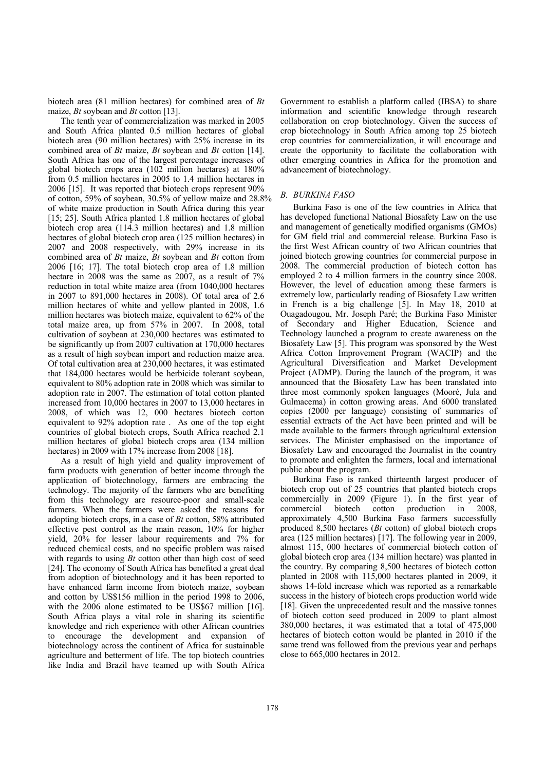biotech area (81 million hectares) for combined area of *Bt* maize, *Bt* soybean and *Bt* cotton [13].

The tenth year of commercialization was marked in 2005 and South Africa planted 0.5 million hectares of global biotech area (90 million hectares) with 25% increase in its combined area of *Bt* maize, *Bt* soybean and *Bt* cotton [14]. South Africa has one of the largest percentage increases of global biotech crops area (102 million hectares) at 180% from 0.5 million hectares in 2005 to 1.4 million hectares in 2006 [15]. It was reported that biotech crops represent 90% of cotton, 59% of soybean, 30.5% of yellow maize and 28.8% of white maize production in South Africa during this year [15; 25]. South Africa planted 1.8 million hectares of global biotech crop area (114.3 million hectares) and 1.8 million hectares of global biotech crop area (125 million hectares) in 2007 and 2008 respectively, with 29% increase in its combined area of *Bt* maize, *Bt* soybean and *Bt* cotton from 2006 [16; 17]. The total biotech crop area of 1.8 million hectare in 2008 was the same as 2007, as a result of 7% reduction in total white maize area (from 1040,000 hectares in 2007 to 891,000 hectares in 2008). Of total area of 2.6 million hectares of white and yellow planted in 2008, 1.6 million hectares was biotech maize, equivalent to 62% of the total maize area, up from 57% in 2007. In 2008, total cultivation of soybean at 230,000 hectares was estimated to be significantly up from 2007 cultivation at 170,000 hectares as a result of high soybean import and reduction maize area. Of total cultivation area at 230,000 hectares, it was estimated that 184,000 hectares would be herbicide tolerant soybean, equivalent to 80% adoption rate in 2008 which was similar to adoption rate in 2007. The estimation of total cotton planted increased from 10,000 hectares in 2007 to 13,000 hectares in 2008, of which was 12, 000 hectares biotech cotton equivalent to 92% adoption rate . As one of the top eight countries of global biotech crops, South Africa reached 2.1 million hectares of global biotech crops area (134 million hectares) in 2009 with 17% increase from 2008 [18].

As a result of high yield and quality improvement of farm products with generation of better income through the application of biotechnology, farmers are embracing the technology. The majority of the farmers who are benefiting from this technology are resource-poor and small-scale farmers. When the farmers were asked the reasons for adopting biotech crops, in a case of *Bt* cotton, 58% attributed effective pest control as the main reason, 10% for higher yield, 20% for lesser labour requirements and 7% for reduced chemical costs, and no specific problem was raised with regards to using *Bt* cotton other than high cost of seed [24]. The economy of South Africa has benefited a great deal from adoption of biotechnology and it has been reported to have enhanced farm income from biotech maize, soybean and cotton by US$156 million in the period 1998 to 2006, with the 2006 alone estimated to be US$67 million [16]. South Africa plays a vital role in sharing its scientific knowledge and rich experience with other African countries to encourage the development and expansion of biotechnology across the continent of Africa for sustainable agriculture and betterment of life. The top biotech countries like India and Brazil have teamed up with South Africa Government to establish a platform called (IBSA) to share information and scientific knowledge through research collaboration on crop biotechnology. Given the success of crop biotechnology in South Africa among top 25 biotech crop countries for commercialization, it will encourage and create the opportunity to facilitate the collaboration with other emerging countries in Africa for the promotion and advancement of biotechnology.

### *B. BURKINA FASO*

Burkina Faso is one of the few countries in Africa that has developed functional National Biosafety Law on the use and management of genetically modified organisms (GMOs) for GM field trial and commercial release. Burkina Faso is the first West African country of two African countries that joined biotech growing countries for commercial purpose in 2008. The commercial production of biotech cotton has employed 2 to 4 million farmers in the country since 2008. However, the level of education among these farmers is extremely low, particularly reading of Biosafety Law written in French is a big challenge [5]. In May 18, 2010 at Ouagadougou, Mr. Joseph Paré; the Burkina Faso Minister of Secondary and Higher Education, Science and Technology launched a program to create awareness on the Biosafety Law [5]. This program was sponsored by the West Africa Cotton Improvement Program (WACIP) and the Agricultural Diversification and Market Development Project (ADMP). During the launch of the program, it was announced that the Biosafety Law has been translated into three most commonly spoken languages (Mooré, Jula and Gulmacema) in cotton growing areas. And 6000 translated copies (2000 per language) consisting of summaries of essential extracts of the Act have been printed and will be made available to the farmers through agricultural extension services. The Minister emphasised on the importance of Biosafety Law and encouraged the Journalist in the country to promote and enlighten the farmers, local and international public about the program.

Burkina Faso is ranked thirteenth largest producer of biotech crop out of 25 countries that planted biotech crops commercially in 2009 (Figure 1). In the first year of commercial biotech cotton production in 2008, approximately 4,500 Burkina Faso farmers successfully produced 8,500 hectares (*Bt* cotton) of global biotech crops area (125 million hectares) [17]. The following year in 2009, almost 115, 000 hectares of commercial biotech cotton of global biotech crop area (134 million hectare) was planted in the country. By comparing 8,500 hectares of biotech cotton planted in 2008 with 115,000 hectares planted in 2009, it shows 14-fold increase which was reported as a remarkable success in the history of biotech crops production world wide [18]. Given the unprecedented result and the massive tonnes of biotech cotton seed produced in 2009 to plant almost 380,000 hectares, it was estimated that a total of 475,000 hectares of biotech cotton would be planted in 2010 if the same trend was followed from the previous year and perhaps close to 665,000 hectares in 2012.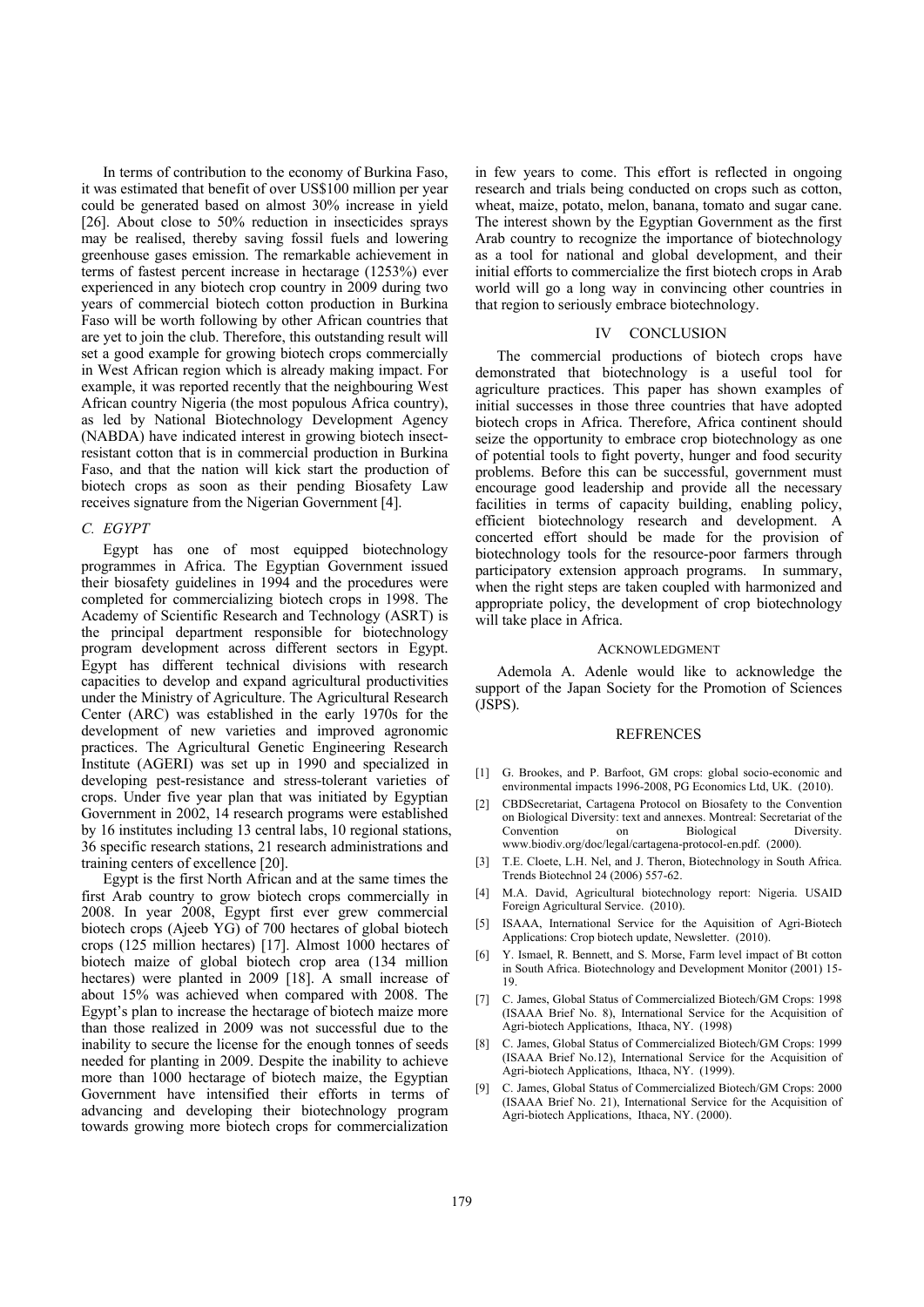In terms of contribution to the economy of Burkina Faso, it was estimated that benefit of over US$100 million per year could be generated based on almost 30% increase in yield [26]. About close to 50% reduction in insecticides sprays may be realised, thereby saving fossil fuels and lowering greenhouse gases emission. The remarkable achievement in terms of fastest percent increase in hectarage (1253%) ever experienced in any biotech crop country in 2009 during two years of commercial biotech cotton production in Burkina Faso will be worth following by other African countries that are yet to join the club. Therefore, this outstanding result will set a good example for growing biotech crops commercially in West African region which is already making impact. For example, it was reported recently that the neighbouring West African country Nigeria (the most populous Africa country), as led by National Biotechnology Development Agency (NABDA) have indicated interest in growing biotech insect-resistant cotton that is in commercial production in Burkina Faso, and that the nation will kick start the production of biotech crops as soon as their pending Biosafety Law receives signature from the Nigerian Government [4].

### *C. EGYPT*

Egypt has one of most equipped biotechnology programmes in Africa. The Egyptian Government issued their biosafety guidelines in 1994 and the procedures were completed for commercializing biotech crops in 1998. The Academy of Scientific Research and Technology (ASRT) is the principal department responsible for biotechnology program development across different sectors in Egypt. Egypt has different technical divisions with research capacities to develop and expand agricultural productivities under the Ministry of Agriculture. The Agricultural Research Center (ARC) was established in the early 1970s for the development of new varieties and improved agronomic practices. The Agricultural Genetic Engineering Research Institute (AGERI) was set up in 1990 and specialized in developing pest-resistance and stress-tolerant varieties of crops. Under five year plan that was initiated by Egyptian Government in 2002, 14 research programs were established by 16 institutes including 13 central labs, 10 regional stations, 36 specific research stations, 21 research administrations and training centers of excellence [20].

Egypt is the first North African and at the same times the first Arab country to grow biotech crops commercially in 2008. In year 2008, Egypt first ever grew commercial biotech crops (Ajeeb YG) of 700 hectares of global biotech crops (125 million hectares) [17]. Almost 1000 hectares of biotech maize of global biotech crop area (134 million hectares) were planted in 2009 [18]. A small increase of about 15% was achieved when compared with 2008. The Egypt's plan to increase the hectarage of biotech maize more than those realized in 2009 was not successful due to the inability to secure the license for the enough tonnes of seeds needed for planting in 2009. Despite the inability to achieve more than 1000 hectarage of biotech maize, the Egyptian Government have intensified their efforts in terms of advancing and developing their biotechnology program towards growing more biotech crops for commercialization in few years to come. This effort is reflected in ongoing research and trials being conducted on crops such as cotton, wheat, maize, potato, melon, banana, tomato and sugar cane. The interest shown by the Egyptian Government as the first Arab country to recognize the importance of biotechnology as a tool for national and global development, and their initial efforts to commercialize the first biotech crops in Arab world will go a long way in convincing other countries in that region to seriously embrace biotechnology.

## IV CONCLUSION

The commercial productions of biotech crops have demonstrated that biotechnology is a useful tool for agriculture practices. This paper has shown examples of initial successes in those three countries that have adopted biotech crops in Africa. Therefore, Africa continent should seize the opportunity to embrace crop biotechnology as one of potential tools to fight poverty, hunger and food security problems. Before this can be successful, government must encourage good leadership and provide all the necessary facilities in terms of capacity building, enabling policy, efficient biotechnology research and development. A concerted effort should be made for the provision of biotechnology tools for the resource-poor farmers through participatory extension approach programs. In summary, when the right steps are taken coupled with harmonized and appropriate policy, the development of crop biotechnology will take place in Africa.

## ACKNOWLEDGMENT

Ademola A. Adenle would like to acknowledge the support of the Japan Society for the Promotion of Sciences (JSPS).

## REFRENCES

[1] G. Brookes, and P. Barfoot, GM crops: global socio-economic and environmental impacts 1996-2008, PG Economics Ltd, UK. (2010).

[2] CBDSecretariat, Cartagena Protocol on Biosafety to the Convention on Biological Diversity: text and annexes. Montreal: Secretariat of the Convention on Biological Diversity. www.biodiv.org/doc/legal/cartagena-protocol-en.pdf. (2000).

[3] T.E. Cloete, L.H. Nel, and J. Theron, Biotechnology in South Africa. Trends Biotechnol 24 (2006) 557-62.

[4] M.A. David, Agricultural biotechnology report: Nigeria. USAID Foreign Agricultural Service. (2010).

[5] ISAAA, International Service for the Aquisition of Agri-Biotech Applications: Crop biotech update, Newsletter. (2010).

[6] Y. Ismael, R. Bennett, and S. Morse, Farm level impact of Bt cotton in South Africa. Biotechnology and Development Monitor (2001) 15-19.

[7] C. James, Global Status of Commercialized Biotech/GM Crops: 1998 (ISAAA Brief No. 8), International Service for the Acquisition of Agri-biotech Applications, Ithaca, NY. (1998)

[8] C. James, Global Status of Commercialized Biotech/GM Crops: 1999 (ISAAA Brief No.12), International Service for the Acquisition of Agri-biotech Applications, Ithaca, NY. (1999).

[9] C. James, Global Status of Commercialized Biotech/GM Crops: 2000 (ISAAA Brief No. 21), International Service for the Acquisition of Agri-biotech Applications, Ithaca, NY. (2000).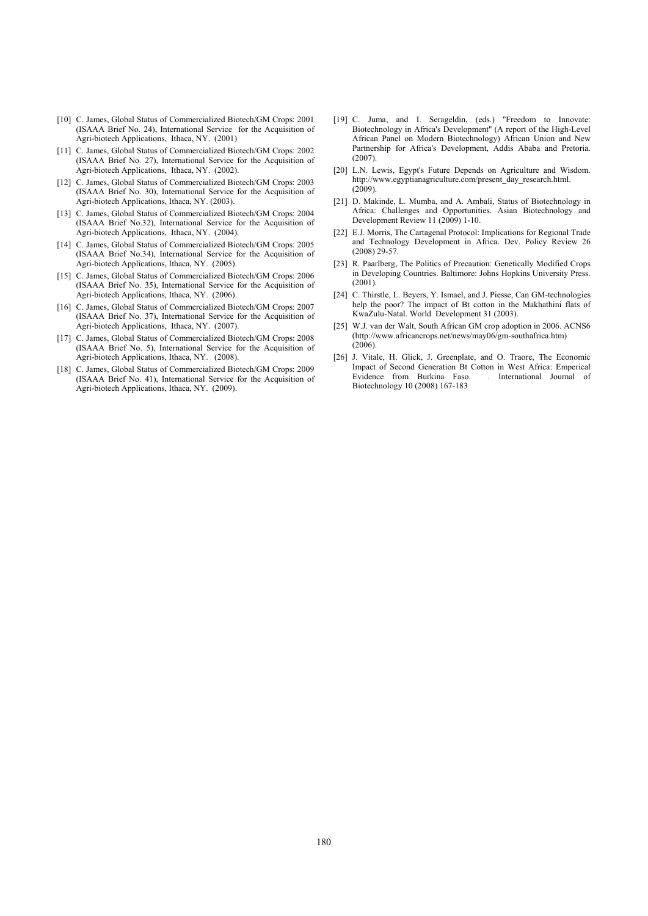[10] C. James, Global Status of Commercialized Biotech/GM Crops: 2001 (ISAAA Brief No. 24), International Service for the Acquisition of Agri-biotech Applications, Ithaca, NY. (2001)

[11] C. James, Global Status of Commercialized Biotech/GM Crops: 2002 (ISAAA Brief No. 27), International Service for the Acquisition of Agri-biotech Applications, Ithaca, NY. (2002).

[12] C. James, Global Status of Commercialized Biotech/GM Crops: 2003 (ISAAA Brief No. 30), International Service for the Acquisition of Agri-biotech Applications, Ithaca, NY. (2003).

[13] C. James, Global Status of Commercialized Biotech/GM Crops: 2004 (ISAAA Brief No.32), International Service for the Acquisition of Agri-biotech Applications, Ithaca, NY. (2004).

[14] C. James, Global Status of Commercialized Biotech/GM Crops: 2005 (ISAAA Brief No.34), International Service for the Acquisition of Agri-biotech Applications, Ithaca, NY. (2005).

[15] C. James, Global Status of Commercialized Biotech/GM Crops: 2006 (ISAAA Brief No. 35), International Service for the Acquisition of Agri-biotech Applications, Ithaca, NY. (2006).

[16] C. James, Global Status of Commercialized Biotech/GM Crops: 2007 (ISAAA Brief No. 37), International Service for the Acquisition of Agri-biotech Applications, Ithaca, NY. (2007).

[17] C. James, Global Status of Commercialized Biotech/GM Crops: 2008 (ISAAA Brief No. 5), International Service for the Acquisition of Agri-biotech Applications, Ithaca, NY. (2008).

[18] C. James, Global Status of Commercialized Biotech/GM Crops: 2009 (ISAAA Brief No. 41), International Service for the Acquisition of Agri-biotech Applications, Ithaca, NY. (2009).

[19] C. Juma, and I. Serageldin, (eds.) "Freedom to Innovate: Biotechnology in Africa's Development" (A report of the High-Level African Panel on Modern Biotechnology) African Union and New Partnership for Africa's Development, Addis Ababa and Pretoria. (2007).

[20] L.N. Lewis, Egypt's Future Depends on Agriculture and Wisdom. http://www.egyptianagriculture.com/present_day_research.html. (2009).

[21] D. Makinde, L. Mumba, and A. Ambali, Status of Biotechnology in Africa: Challenges and Opportunities. Asian Biotechnology and Development Review 11 (2009) 1-10.

[22] E.J. Morris, The Cartagenal Protocol: Implications for Regional Trade and Technology Development in Africa. Dev. Policy Review 26 (2008) 29-57.

[23] R. Paarlberg, The Politics of Precaution: Genetically Modified Crops in Developing Countries. Baltimore: Johns Hopkins University Press. (2001).

[24] C. Thirstle, L. Beyers, Y. Ismael, and J. Piesse, Can GM-technologies help the poor? The impact of Bt cotton in the Makhathini flats of KwaZulu-Natal. World Development 31 (2003).

[25] W.J. van der Walt, South African GM crop adoption in 2006. ACNS6 (http://www.africancrops.net/news/may06/gm-southafrica.htm) (2006).

[26] J. Vitale, H. Glick, J. Greenplate, and O. Traore, The Economic Impact of Second Generation Bt Cotton in West Africa: Emperical Evidence from Burkina Faso. . International Journal of Biotechnology 10 (2008) 167-183